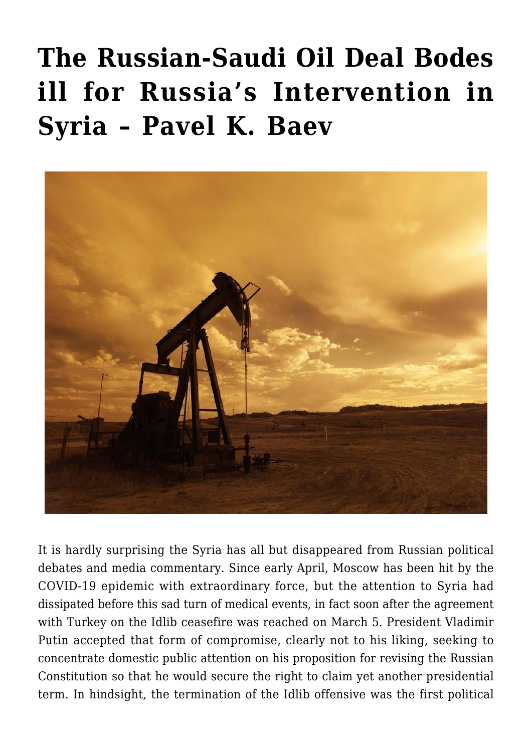# The Russian-Saudi Oil Deal Bodes ill for Russia's Intervention in Syria – Pavel K. Baev

It is hardly surprising the Syria has all but disappeared from Russian political debates and media commentary. Since early April, Moscow has been hit by the COVID-19 epidemic with extraordinary force, but the attention to Syria had dissipated before this sad turn of medical events, in fact soon after the agreement with Turkey on the Idlib ceasefire was reached on March 5. President Vladimir Putin accepted that form of compromise, clearly not to his liking, seeking to concentrate domestic public attention on his proposition for revising the Russian Constitution so that he would secure the right to claim yet another presidential term. In hindsight, the termination of the Idlib offensive was the first political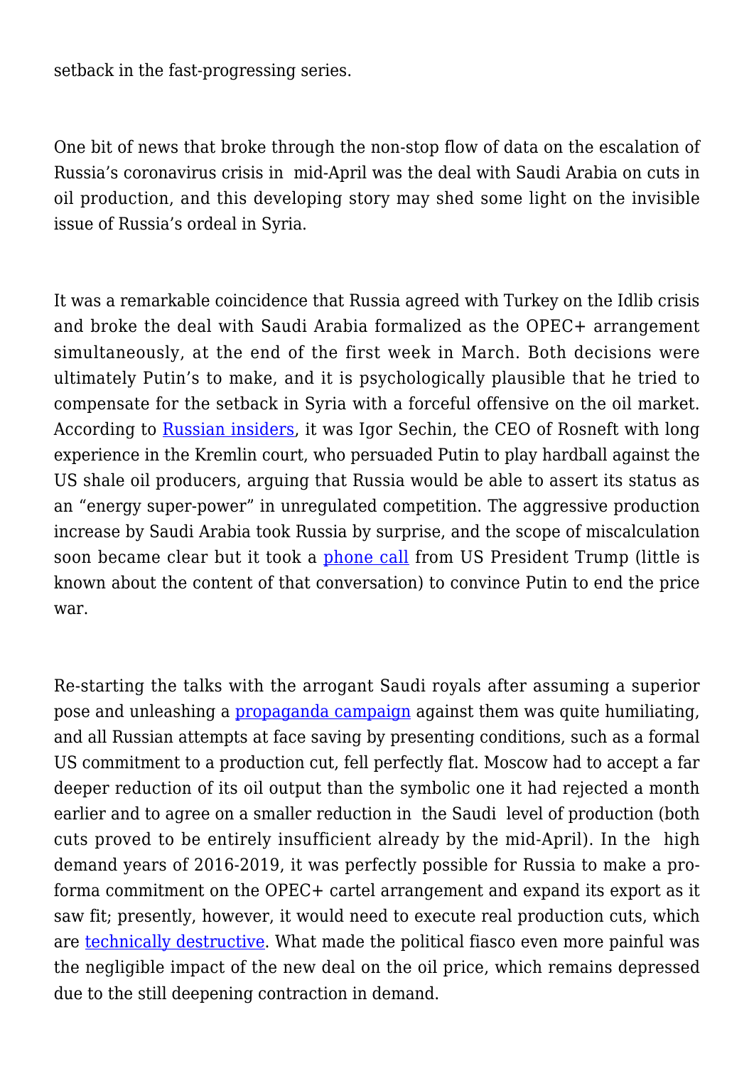setback in the fast-progressing series.

One bit of news that broke through the non-stop flow of data on the escalation of Russia's coronavirus crisis in mid-April was the deal with Saudi Arabia on cuts in oil production, and this developing story may shed some light on the invisible issue of Russia's ordeal in Syria.

It was a remarkable coincidence that Russia agreed with Turkey on the Idlib crisis and broke the deal with Saudi Arabia formalized as the OPEC+ arrangement simultaneously, at the end of the first week in March. Both decisions were ultimately Putin's to make, and it is psychologically plausible that he tried to compensate for the setback in Syria with a forceful offensive on the oil market. According to [Russian insiders](), it was Igor Sechin, the CEO of Rosneft with long experience in the Kremlin court, who persuaded Putin to play hardball against the US shale oil producers, arguing that Russia would be able to assert its status as an "energy super-power" in unregulated competition. The aggressive production increase by Saudi Arabia took Russia by surprise, and the scope of miscalculation soon became clear but it took a [phone call]() from US President Trump (little is known about the content of that conversation) to convince Putin to end the price war.

Re-starting the talks with the arrogant Saudi royals after assuming a superior pose and unleashing a [propaganda campaign]() against them was quite humiliating, and all Russian attempts at face saving by presenting conditions, such as a formal US commitment to a production cut, fell perfectly flat. Moscow had to accept a far deeper reduction of its oil output than the symbolic one it had rejected a month earlier and to agree on a smaller reduction in the Saudi level of production (both cuts proved to be entirely insufficient already by the mid-April). In the high demand years of 2016-2019, it was perfectly possible for Russia to make a pro-forma commitment on the OPEC+ cartel arrangement and expand its export as it saw fit; presently, however, it would need to execute real production cuts, which are [technically destructive](). What made the political fiasco even more painful was the negligible impact of the new deal on the oil price, which remains depressed due to the still deepening contraction in demand.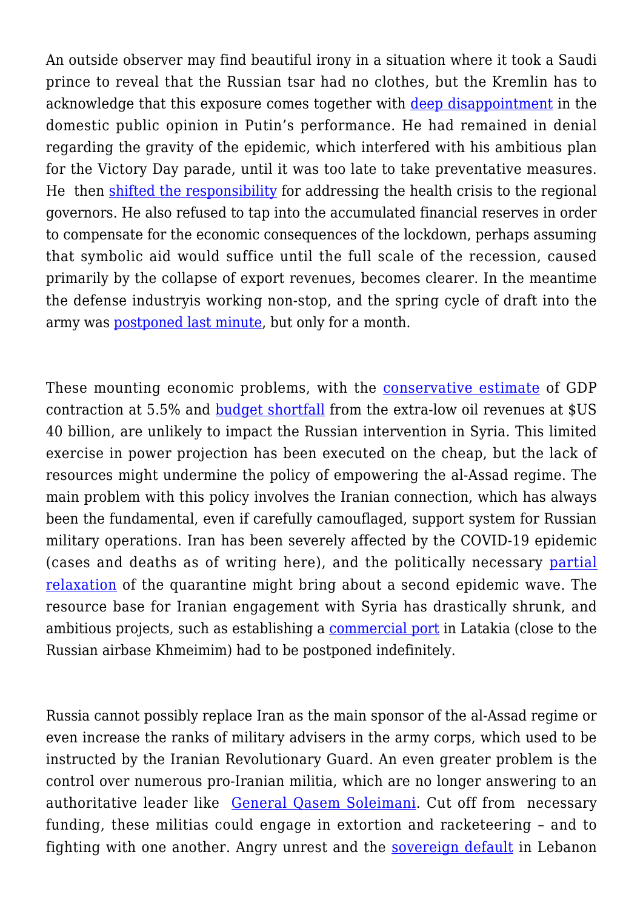An outside observer may find beautiful irony in a situation where it took a Saudi prince to reveal that the Russian tsar had no clothes, but the Kremlin has to acknowledge that this exposure comes together with deep disappointment in the domestic public opinion in Putin's performance. He had remained in denial regarding the gravity of the epidemic, which interfered with his ambitious plan for the Victory Day parade, until it was too late to take preventative measures. He then shifted the responsibility for addressing the health crisis to the regional governors. He also refused to tap into the accumulated financial reserves in order to compensate for the economic consequences of the lockdown, perhaps assuming that symbolic aid would suffice until the full scale of the recession, caused primarily by the collapse of export revenues, becomes clearer. In the meantime the defense industryis working non-stop, and the spring cycle of draft into the army was postponed last minute, but only for a month.

These mounting economic problems, with the conservative estimate of GDP contraction at 5.5% and budget shortfall from the extra-low oil revenues at $US 40 billion, are unlikely to impact the Russian intervention in Syria. This limited exercise in power projection has been executed on the cheap, but the lack of resources might undermine the policy of empowering the al-Assad regime. The main problem with this policy involves the Iranian connection, which has always been the fundamental, even if carefully camouflaged, support system for Russian military operations. Iran has been severely affected by the COVID-19 epidemic (cases and deaths as of writing here), and the politically necessary partial relaxation of the quarantine might bring about a second epidemic wave. The resource base for Iranian engagement with Syria has drastically shrunk, and ambitious projects, such as establishing a commercial port in Latakia (close to the Russian airbase Khmeimim) had to be postponed indefinitely.

Russia cannot possibly replace Iran as the main sponsor of the al-Assad regime or even increase the ranks of military advisers in the army corps, which used to be instructed by the Iranian Revolutionary Guard. An even greater problem is the control over numerous pro-Iranian militia, which are no longer answering to an authoritative leader like General Qasem Soleimani. Cut off from necessary funding, these militias could engage in extortion and racketeering – and to fighting with one another. Angry unrest and the sovereign default in Lebanon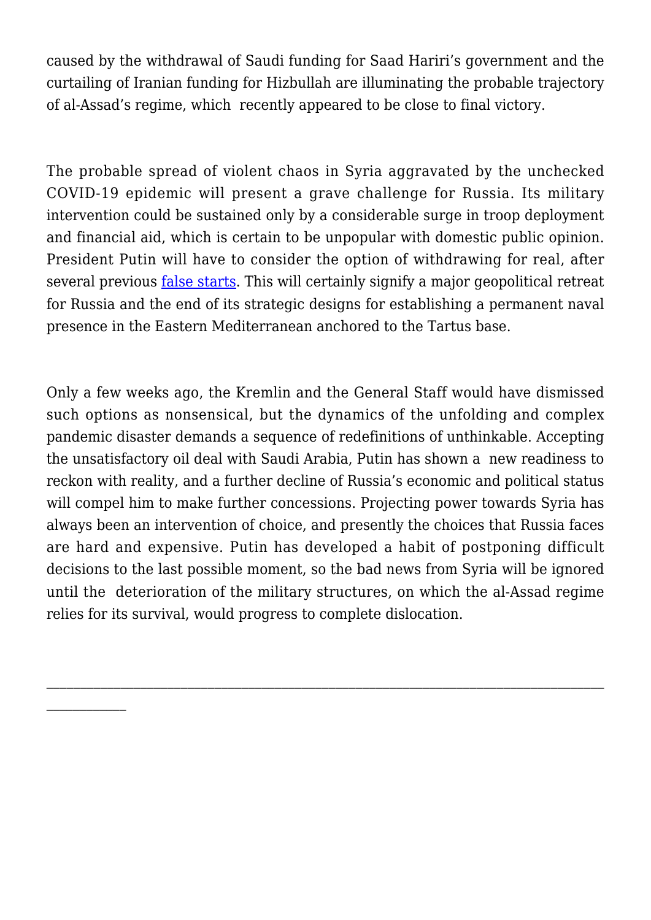caused by the withdrawal of Saudi funding for Saad Hariri's government and the curtailing of Iranian funding for Hizbullah are illuminating the probable trajectory of al-Assad's regime, which recently appeared to be close to final victory.

The probable spread of violent chaos in Syria aggravated by the unchecked COVID-19 epidemic will present a grave challenge for Russia. Its military intervention could be sustained only by a considerable surge in troop deployment and financial aid, which is certain to be unpopular with domestic public opinion. President Putin will have to consider the option of withdrawing for real, after several previous [false starts](). This will certainly signify a major geopolitical retreat for Russia and the end of its strategic designs for establishing a permanent naval presence in the Eastern Mediterranean anchored to the Tartus base.

Only a few weeks ago, the Kremlin and the General Staff would have dismissed such options as nonsensical, but the dynamics of the unfolding and complex pandemic disaster demands a sequence of redefinitions of unthinkable. Accepting the unsatisfactory oil deal with Saudi Arabia, Putin has shown a new readiness to reckon with reality, and a further decline of Russia's economic and political status will compel him to make further concessions. Projecting power towards Syria has always been an intervention of choice, and presently the choices that Russia faces are hard and expensive. Putin has developed a habit of postponing difficult decisions to the last possible moment, so the bad news from Syria will be ignored until the deterioration of the military structures, on which the al-Assad regime relies for its survival, would progress to complete dislocation.

---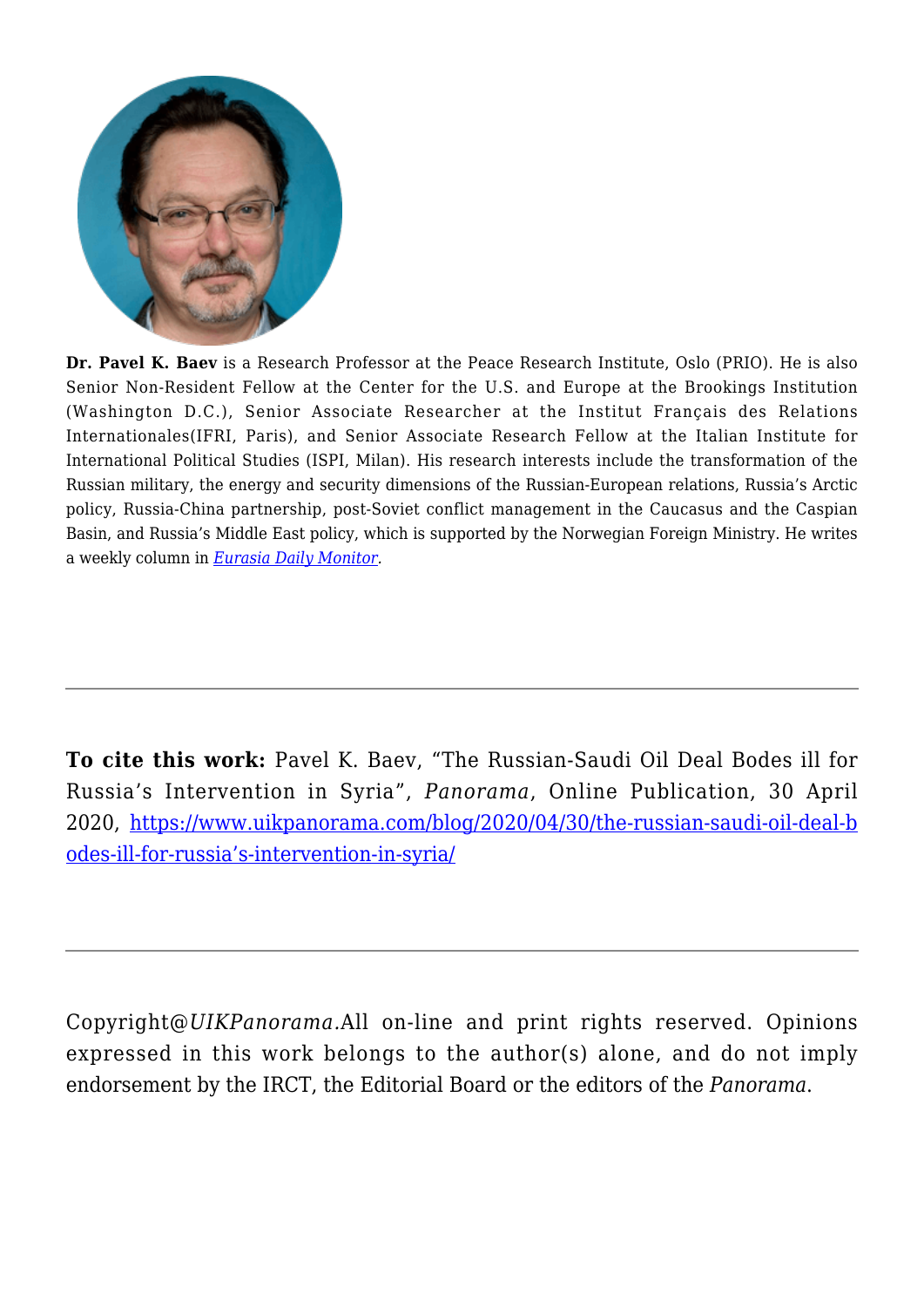**Dr. Pavel K. Baev** is a Research Professor at the Peace Research Institute, Oslo (PRIO). He is also Senior Non-Resident Fellow at the Center for the U.S. and Europe at the Brookings Institution (Washington D.C.), Senior Associate Researcher at the Institut Français des Relations Internationales(IFRI, Paris), and Senior Associate Research Fellow at the Italian Institute for International Political Studies (ISPI, Milan). His research interests include the transformation of the Russian military, the energy and security dimensions of the Russian-European relations, Russia's Arctic policy, Russia-China partnership, post-Soviet conflict management in the Caucasus and the Caspian Basin, and Russia's Middle East policy, which is supported by the Norwegian Foreign Ministry. He writes a weekly column in *Eurasia Daily Monitor*.

---

**To cite this work:** Pavel K. Baev, "The Russian-Saudi Oil Deal Bodes ill for Russia's Intervention in Syria", *Panorama*, Online Publication, 30 April 2020, https://www.uikpanorama.com/blog/2020/04/30/the-russian-saudi-oil-deal-bodes-ill-for-russia's-intervention-in-syria/

---

Copyright@*UIKPanorama*.All on-line and print rights reserved. Opinions expressed in this work belongs to the author(s) alone, and do not imply endorsement by the IRCT, the Editorial Board or the editors of the *Panorama*.